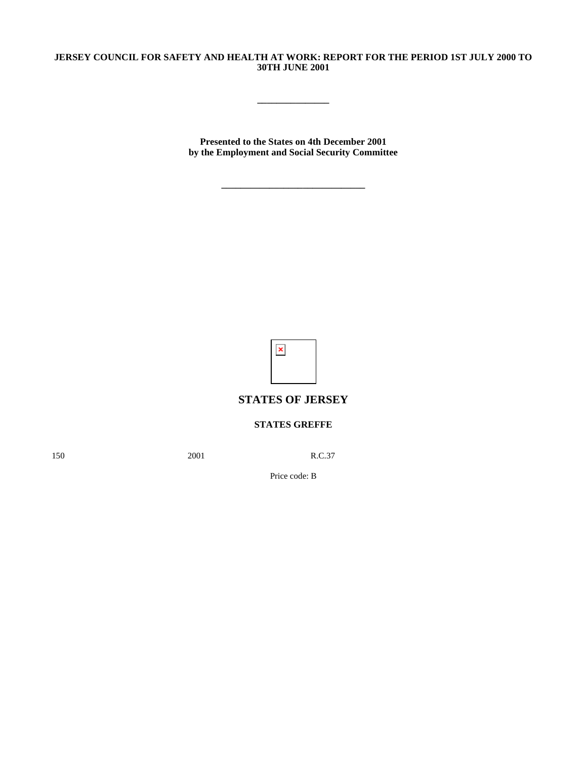**JERSEY COUNCIL FOR SAFETY AND HEALTH AT WORK: REPORT FOR THE PERIOD 1ST JULY 2000 TO 30TH JUNE 2001**

\_\_\_\_\_\_\_\_\_\_\_\_\_\_\_

**Presented to the States on 4th December 2001**
**by the Employment and Social Security Committee**

\_\_\_\_\_\_\_\_\_\_\_\_\_\_\_\_\_\_\_\_\_\_\_\_\_\_\_\_\_\_

## STATES OF JERSEY

**STATES GREFFE**

150 2001 R.C.37

Price code: B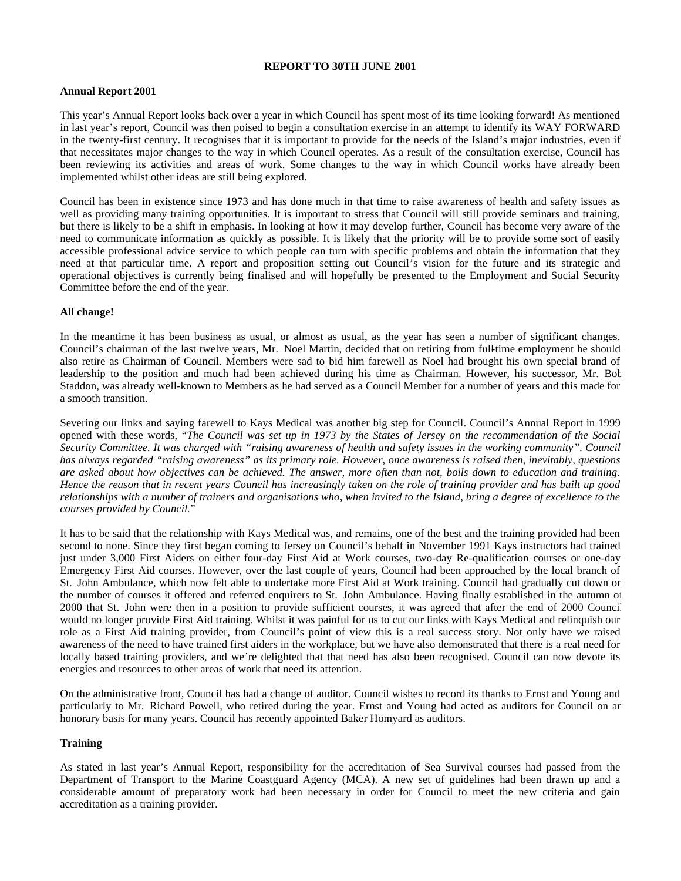**REPORT TO 30TH JUNE 2001**

**Annual Report 2001**

This year's Annual Report looks back over a year in which Council has spent most of its time looking forward! As mentioned in last year's report, Council was then poised to begin a consultation exercise in an attempt to identify its WAY FORWARD in the twenty-first century. It recognises that it is important to provide for the needs of the Island's major industries, even if that necessitates major changes to the way in which Council operates. As a result of the consultation exercise, Council has been reviewing its activities and areas of work. Some changes to the way in which Council works have already been implemented whilst other ideas are still being explored.

Council has been in existence since 1973 and has done much in that time to raise awareness of health and safety issues as well as providing many training opportunities. It is important to stress that Council will still provide seminars and training, but there is likely to be a shift in emphasis. In looking at how it may develop further, Council has become very aware of the need to communicate information as quickly as possible. It is likely that the priority will be to provide some sort of easily accessible professional advice service to which people can turn with specific problems and obtain the information that they need at that particular time. A report and proposition setting out Council's vision for the future and its strategic and operational objectives is currently being finalised and will hopefully be presented to the Employment and Social Security Committee before the end of the year.

**All change!**

In the meantime it has been business as usual, or almost as usual, as the year has seen a number of significant changes. Council's chairman of the last twelve years, Mr. Noel Martin, decided that on retiring from full-time employment he should also retire as Chairman of Council. Members were sad to bid him farewell as Noel had brought his own special brand of leadership to the position and much had been achieved during his time as Chairman. However, his successor, Mr. Bob Staddon, was already well-known to Members as he had served as a Council Member for a number of years and this made for a smooth transition.

Severing our links and saying farewell to Kays Medical was another big step for Council. Council's Annual Report in 1999 opened with these words, "*The Council was set up in 1973 by the States of Jersey on the recommendation of the Social Security Committee. It was charged with "raising awareness of health and safety issues in the working community". Council has always regarded "raising awareness" as its primary role. However, once awareness is raised then, inevitably, questions are asked about how objectives can be achieved. The answer, more often than not, boils down to education and training. Hence the reason that in recent years Council has increasingly taken on the role of training provider and has built up good relationships with a number of trainers and organisations who, when invited to the Island, bring a degree of excellence to the courses provided by Council.*"

It has to be said that the relationship with Kays Medical was, and remains, one of the best and the training provided had been second to none. Since they first began coming to Jersey on Council's behalf in November 1991 Kays instructors had trained just under 3,000 First Aiders on either four-day First Aid at Work courses, two-day Re-qualification courses or one-day Emergency First Aid courses. However, over the last couple of years, Council had been approached by the local branch of St. John Ambulance, which now felt able to undertake more First Aid at Work training. Council had gradually cut down on the number of courses it offered and referred enquirers to St. John Ambulance. Having finally established in the autumn of 2000 that St. John were then in a position to provide sufficient courses, it was agreed that after the end of 2000 Council would no longer provide First Aid training. Whilst it was painful for us to cut our links with Kays Medical and relinquish our role as a First Aid training provider, from Council's point of view this is a real success story. Not only have we raised awareness of the need to have trained first aiders in the workplace, but we have also demonstrated that there is a real need for locally based training providers, and we're delighted that that need has also been recognised. Council can now devote its energies and resources to other areas of work that need its attention.

On the administrative front, Council has had a change of auditor. Council wishes to record its thanks to Ernst and Young and particularly to Mr. Richard Powell, who retired during the year. Ernst and Young had acted as auditors for Council on an honorary basis for many years. Council has recently appointed Baker Homyard as auditors.

**Training**

As stated in last year's Annual Report, responsibility for the accreditation of Sea Survival courses had passed from the Department of Transport to the Marine Coastguard Agency (MCA). A new set of guidelines had been drawn up and a considerable amount of preparatory work had been necessary in order for Council to meet the new criteria and gain accreditation as a training provider.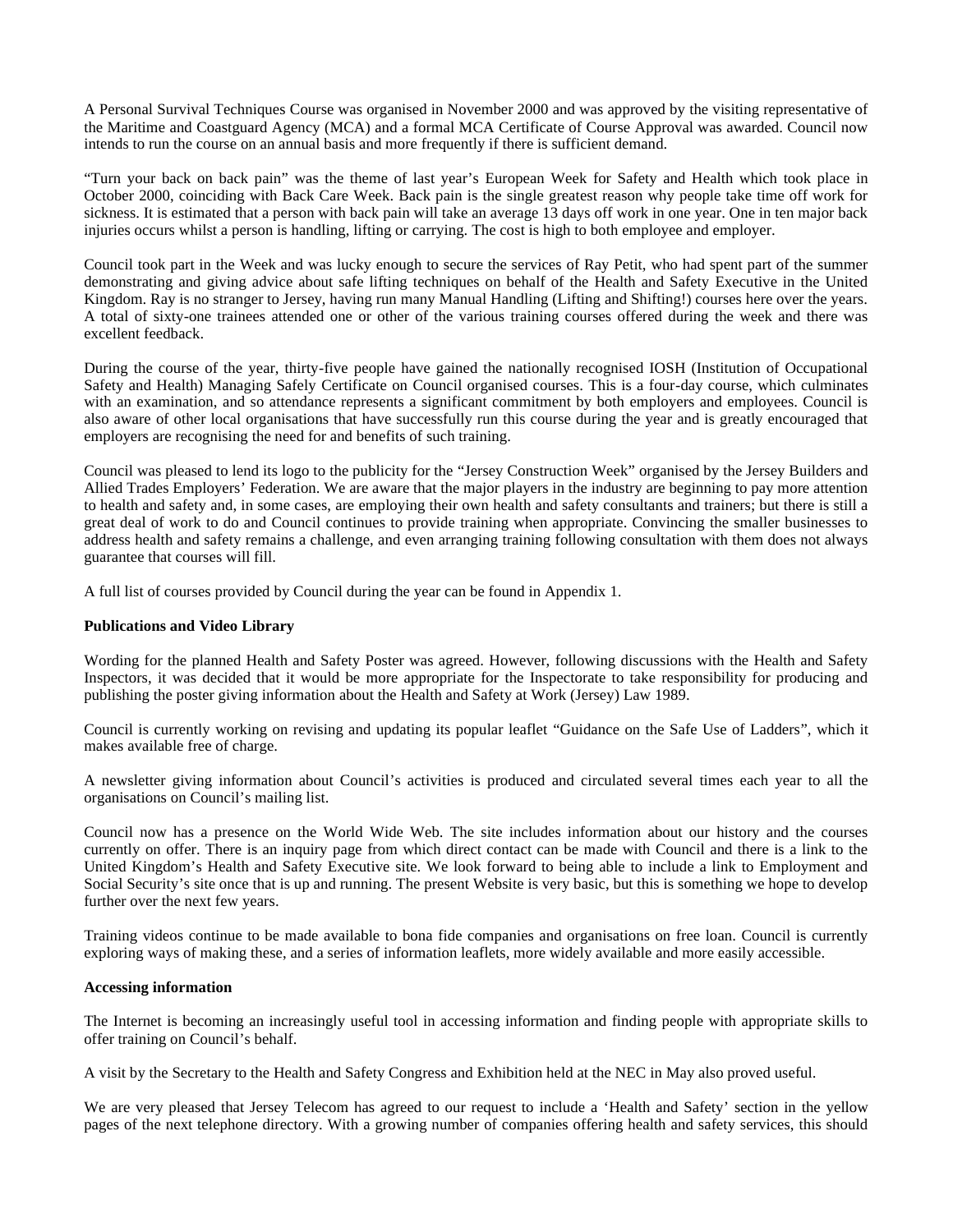A Personal Survival Techniques Course was organised in November 2000 and was approved by the visiting representative of the Maritime and Coastguard Agency (MCA) and a formal MCA Certificate of Course Approval was awarded. Council now intends to run the course on an annual basis and more frequently if there is sufficient demand.

"Turn your back on back pain" was the theme of last year's European Week for Safety and Health which took place in October 2000, coinciding with Back Care Week. Back pain is the single greatest reason why people take time off work for sickness. It is estimated that a person with back pain will take an average 13 days off work in one year. One in ten major back injuries occurs whilst a person is handling, lifting or carrying. The cost is high to both employee and employer.

Council took part in the Week and was lucky enough to secure the services of Ray Petit, who had spent part of the summer demonstrating and giving advice about safe lifting techniques on behalf of the Health and Safety Executive in the United Kingdom. Ray is no stranger to Jersey, having run many Manual Handling (Lifting and Shifting!) courses here over the years. A total of sixty-one trainees attended one or other of the various training courses offered during the week and there was excellent feedback.

During the course of the year, thirty-five people have gained the nationally recognised IOSH (Institution of Occupational Safety and Health) Managing Safely Certificate on Council organised courses. This is a four-day course, which culminates with an examination, and so attendance represents a significant commitment by both employers and employees. Council is also aware of other local organisations that have successfully run this course during the year and is greatly encouraged that employers are recognising the need for and benefits of such training.

Council was pleased to lend its logo to the publicity for the "Jersey Construction Week" organised by the Jersey Builders and Allied Trades Employers' Federation. We are aware that the major players in the industry are beginning to pay more attention to health and safety and, in some cases, are employing their own health and safety consultants and trainers; but there is still a great deal of work to do and Council continues to provide training when appropriate. Convincing the smaller businesses to address health and safety remains a challenge, and even arranging training following consultation with them does not always guarantee that courses will fill.

A full list of courses provided by Council during the year can be found in Appendix 1.

**Publications and Video Library**

Wording for the planned Health and Safety Poster was agreed. However, following discussions with the Health and Safety Inspectors, it was decided that it would be more appropriate for the Inspectorate to take responsibility for producing and publishing the poster giving information about the Health and Safety at Work (Jersey) Law 1989.

Council is currently working on revising and updating its popular leaflet "Guidance on the Safe Use of Ladders", which it makes available free of charge.

A newsletter giving information about Council's activities is produced and circulated several times each year to all the organisations on Council's mailing list.

Council now has a presence on the World Wide Web. The site includes information about our history and the courses currently on offer. There is an inquiry page from which direct contact can be made with Council and there is a link to the United Kingdom's Health and Safety Executive site. We look forward to being able to include a link to Employment and Social Security's site once that is up and running. The present Website is very basic, but this is something we hope to develop further over the next few years.

Training videos continue to be made available to bona fide companies and organisations on free loan. Council is currently exploring ways of making these, and a series of information leaflets, more widely available and more easily accessible.

**Accessing information**

The Internet is becoming an increasingly useful tool in accessing information and finding people with appropriate skills to offer training on Council's behalf.

A visit by the Secretary to the Health and Safety Congress and Exhibition held at the NEC in May also proved useful.

We are very pleased that Jersey Telecom has agreed to our request to include a 'Health and Safety' section in the yellow pages of the next telephone directory. With a growing number of companies offering health and safety services, this should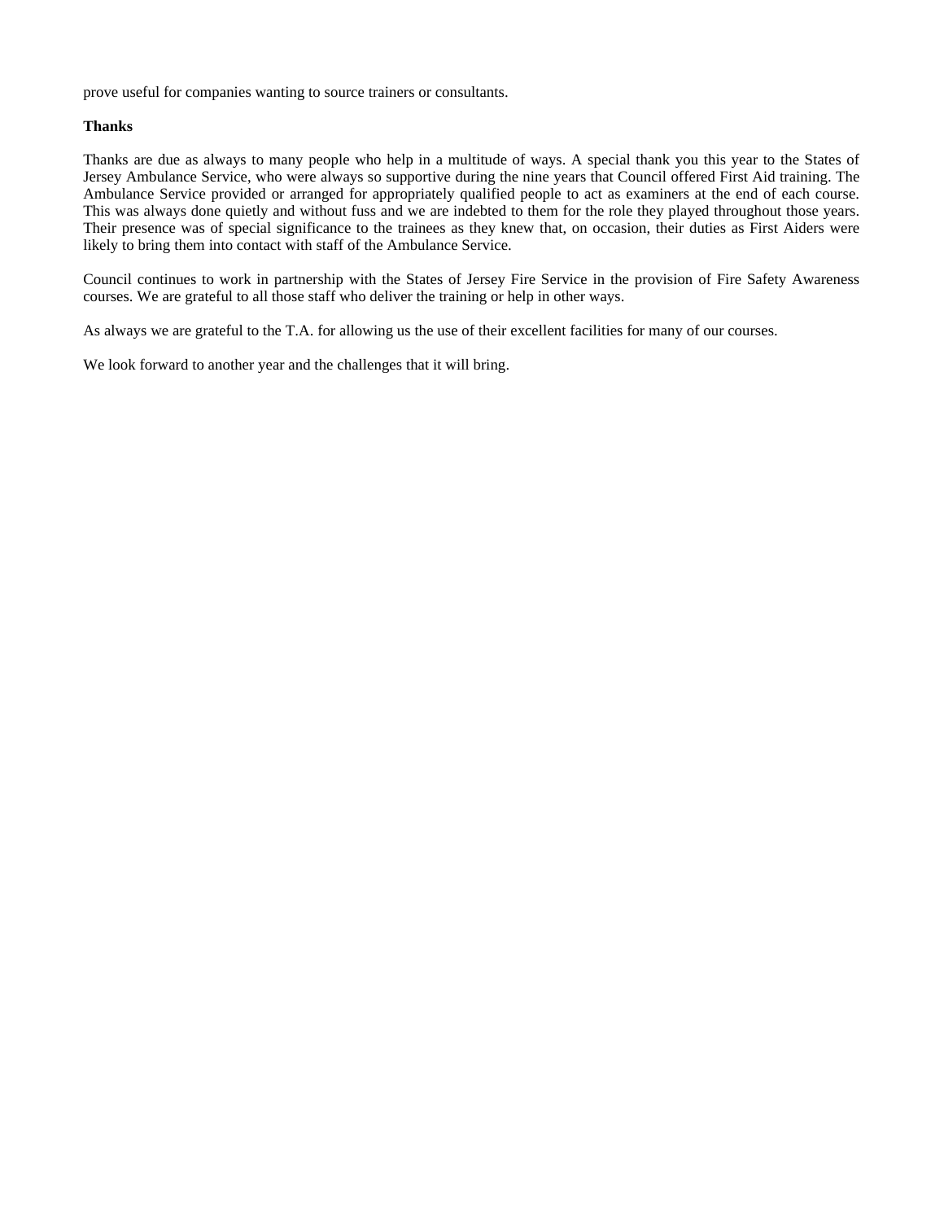prove useful for companies wanting to source trainers or consultants.

**Thanks**

Thanks are due as always to many people who help in a multitude of ways. A special thank you this year to the States of Jersey Ambulance Service, who were always so supportive during the nine years that Council offered First Aid training. The Ambulance Service provided or arranged for appropriately qualified people to act as examiners at the end of each course. This was always done quietly and without fuss and we are indebted to them for the role they played throughout those years. Their presence was of special significance to the trainees as they knew that, on occasion, their duties as First Aiders were likely to bring them into contact with staff of the Ambulance Service.

Council continues to work in partnership with the States of Jersey Fire Service in the provision of Fire Safety Awareness courses. We are grateful to all those staff who deliver the training or help in other ways.

As always we are grateful to the T.A. for allowing us the use of their excellent facilities for many of our courses.

We look forward to another year and the challenges that it will bring.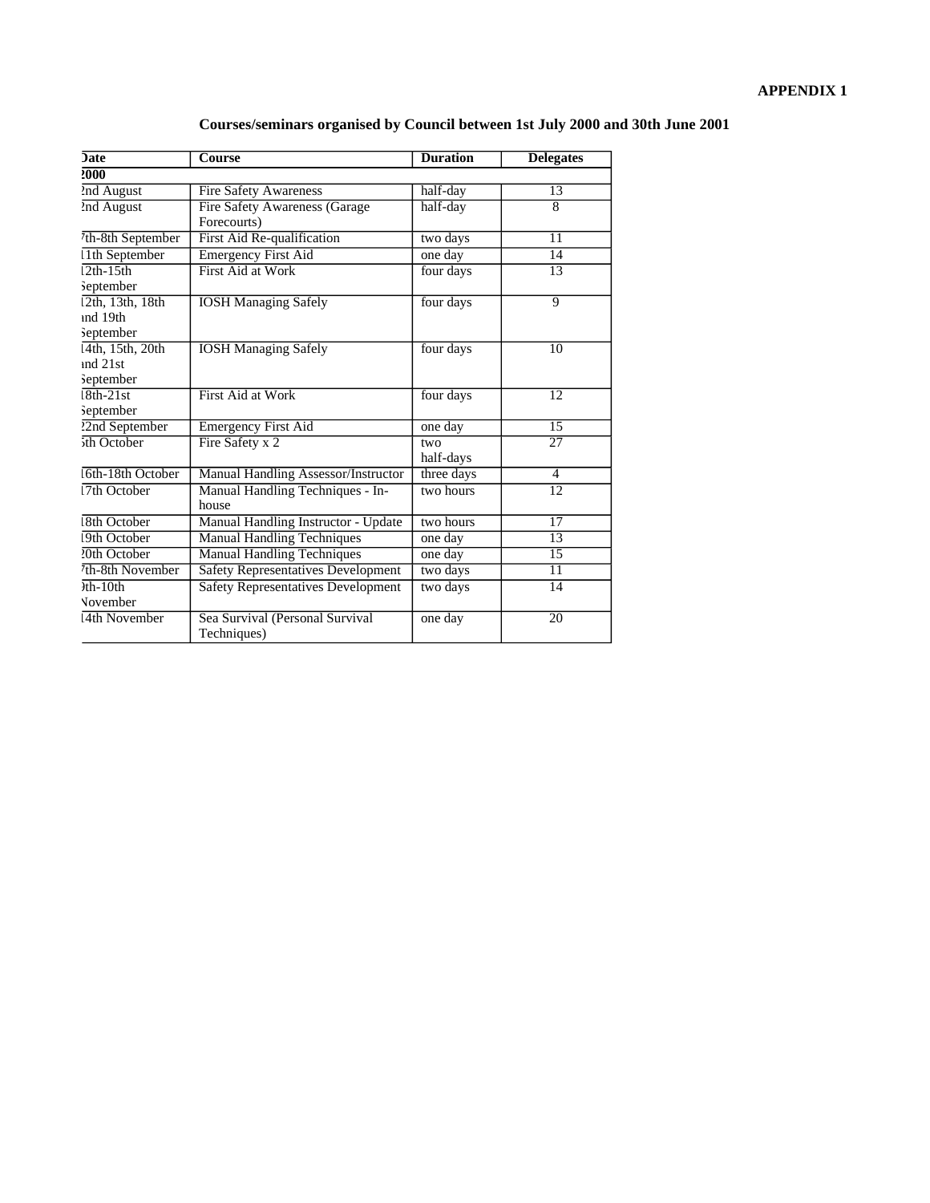**APPENDIX 1**

## Courses/seminars organised by Council between 1st July 2000 and 30th June 2001

| Date | Course | Duration | Delegates |
|---|---|---|---|
| **2000** | | | |
| 2nd August | Fire Safety Awareness | half-day | 13 |
| 2nd August | Fire Safety Awareness (Garage Forecourts) | half-day | 8 |
| 7th-8th September | First Aid Re-qualification | two days | 11 |
| 11th September | Emergency First Aid | one day | 14 |
| 12th-15th September | First Aid at Work | four days | 13 |
| 12th, 13th, 18th and 19th September | IOSH Managing Safely | four days | 9 |
| 14th, 15th, 20th and 21st September | IOSH Managing Safely | four days | 10 |
| 18th-21st September | First Aid at Work | four days | 12 |
| 22nd September | Emergency First Aid | one day | 15 |
| 5th October | Fire Safety x 2 | two half-days | 27 |
| 16th-18th October | Manual Handling Assessor/Instructor | three days | 4 |
| 17th October | Manual Handling Techniques - In-house | two hours | 12 |
| 18th October | Manual Handling Instructor - Update | two hours | 17 |
| 19th October | Manual Handling Techniques | one day | 13 |
| 20th October | Manual Handling Techniques | one day | 15 |
| 7th-8th November | Safety Representatives Development | two days | 11 |
| 9th-10th November | Safety Representatives Development | two days | 14 |
| 14th November | Sea Survival (Personal Survival Techniques) | one day | 20 |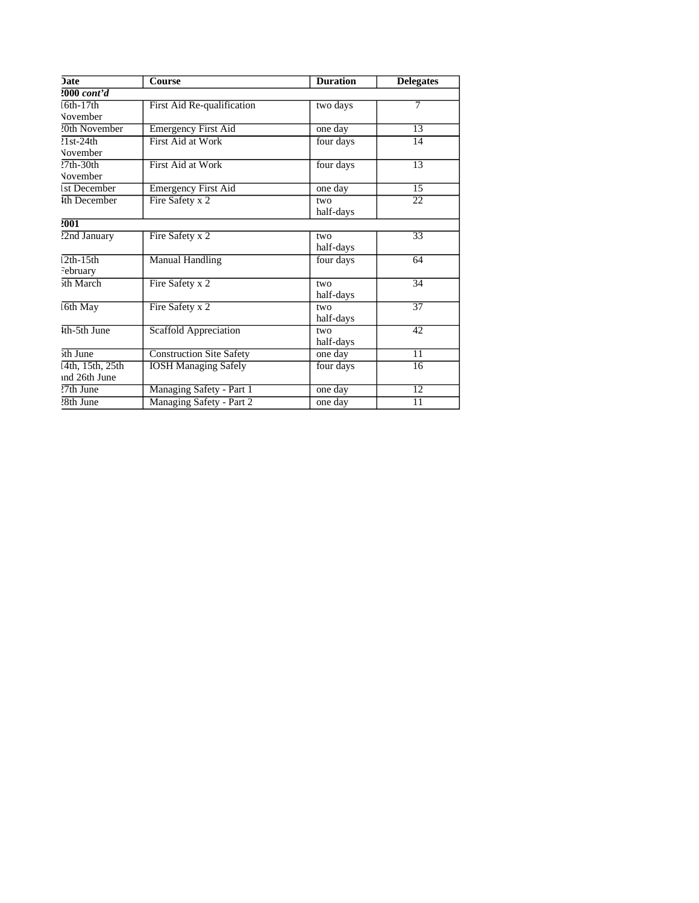| Date | Course | Duration | Delegates |
|---|---|---|---|
| **2000** ***cont'd*** | | | |
| 16th-17th November | First Aid Re-qualification | two days | 7 |
| 20th November | Emergency First Aid | one day | 13 |
| 21st-24th November | First Aid at Work | four days | 14 |
| 27th-30th November | First Aid at Work | four days | 13 |
| 1st December | Emergency First Aid | one day | 15 |
| 4th December | Fire Safety x 2 | two half-days | 22 |
| **2001** | | | |
| 22nd January | Fire Safety x 2 | two half-days | 33 |
| 12th-15th February | Manual Handling | four days | 64 |
| 5th March | Fire Safety x 2 | two half-days | 34 |
| 16th May | Fire Safety x 2 | two half-days | 37 |
| 4th-5th June | Scaffold Appreciation | two half-days | 42 |
| 5th June | Construction Site Safety | one day | 11 |
| 14th, 15th, 25th and 26th June | IOSH Managing Safely | four days | 16 |
| 27th June | Managing Safety - Part 1 | one day | 12 |
| 28th June | Managing Safety - Part 2 | one day | 11 |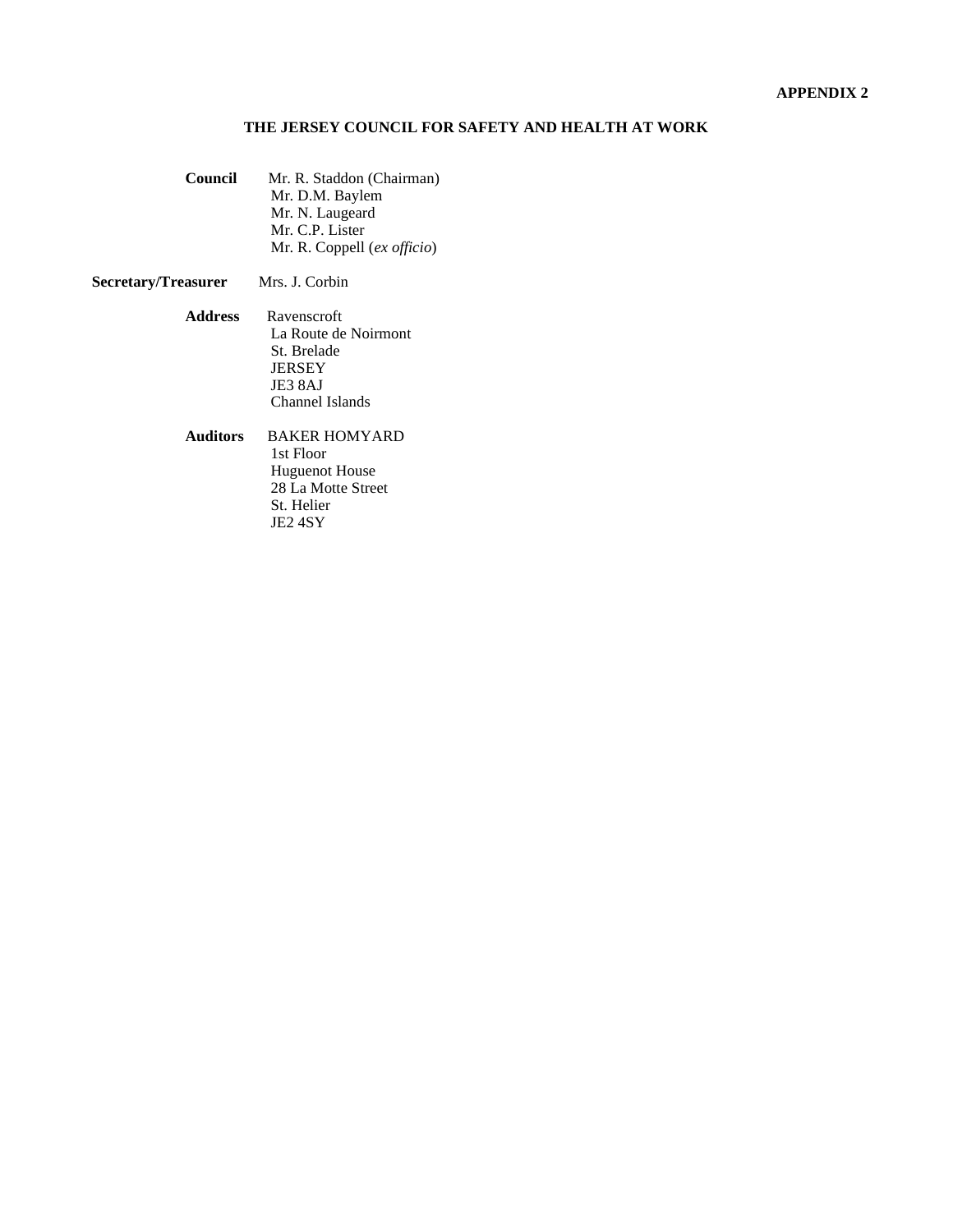**APPENDIX 2**

## THE JERSEY COUNCIL FOR SAFETY AND HEALTH AT WORK

**Council**
Mr. R. Staddon (Chairman)
Mr. D.M. Baylem
Mr. N. Laugeard
Mr. C.P. Lister
Mr. R. Coppell (*ex officio*)

**Secretary/Treasurer**
Mrs. J. Corbin

**Address**
Ravenscroft
La Route de Noirmont
St. Brelade
JERSEY
JE3 8AJ
Channel Islands

**Auditors**
BAKER HOMYARD
1st Floor
Huguenot House
28 La Motte Street
St. Helier
JE2 4SY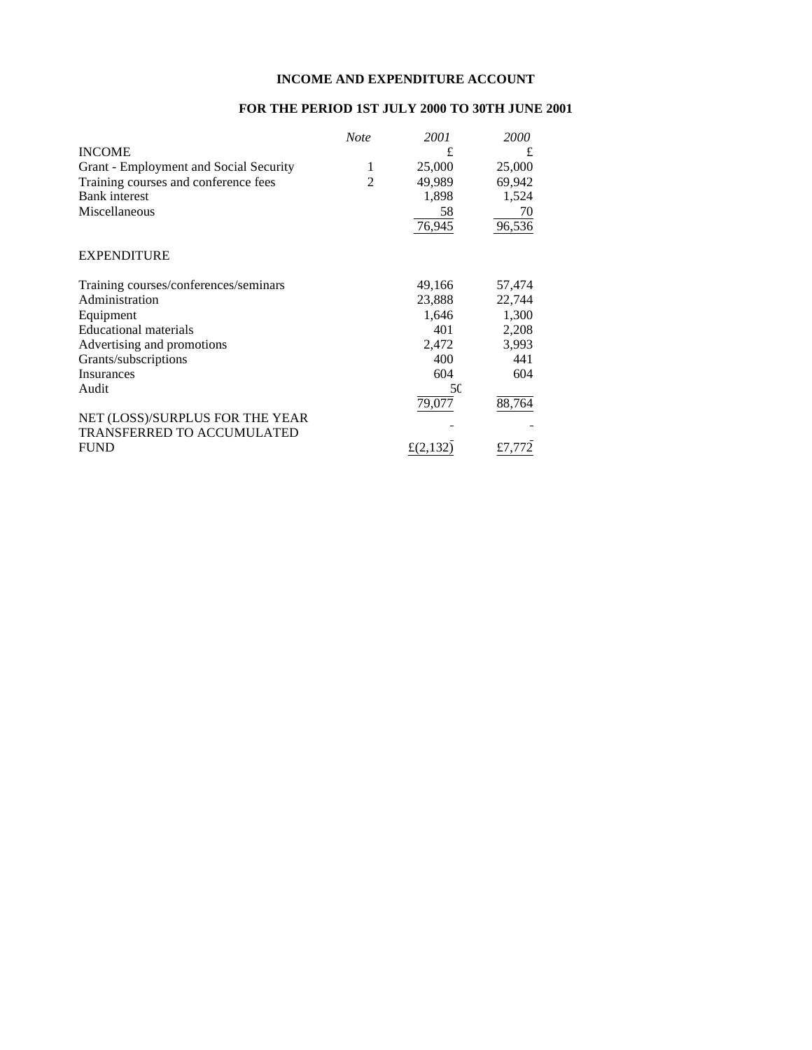**INCOME AND EXPENDITURE ACCOUNT**

**FOR THE PERIOD 1ST JULY 2000 TO 30TH JUNE 2001**

| | *Note* | *2001* | *2000* |
|---|---|---|---|
| INCOME | | £ | £ |
| Grant - Employment and Social Security | 1 | 25,000 | 25,000 |
| Training courses and conference fees | 2 | 49,989 | 69,942 |
| Bank interest | | 1,898 | 1,524 |
| Miscellaneous | | 58 | 70 |
| | | 76,945 | 96,536 |
| EXPENDITURE | | | |
| Training courses/conferences/seminars | | 49,166 | 57,474 |
| Administration | | 23,888 | 22,744 |
| Equipment | | 1,646 | 1,300 |
| Educational materials | | 401 | 2,208 |
| Advertising and promotions | | 2,472 | 3,993 |
| Grants/subscriptions | | 400 | 441 |
| Insurances | | 604 | 604 |
| Audit | | 50 | |
| | | 79,077 | 88,764 |
| NET (LOSS)/SURPLUS FOR THE YEAR TRANSFERRED TO ACCUMULATED FUND | | £(2,132) | £7,772 |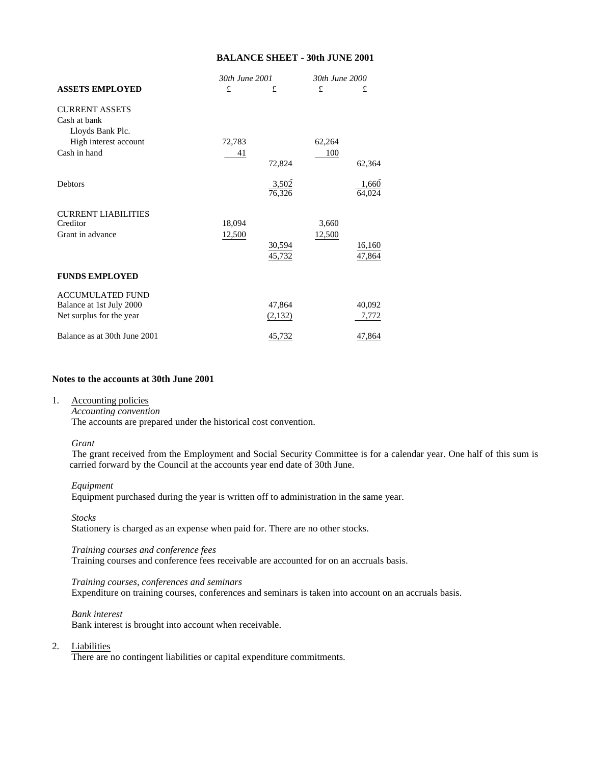# BALANCE SHEET - 30th JUNE 2001

| | 30th June 2001 | | 30th June 2000 | |
|---|---|---|---|---|
| **ASSETS EMPLOYED** | £ | £ | £ | £ |
| CURRENT ASSETS | | | | |
| Cash at bank | | | | |
| Lloyds Bank Plc. | | | | |
| High interest account | 72,783 | | 62,264 | |
| Cash in hand | 41 | | 100 | |
| | | 72,824 | | 62,364 |
| Debtors | | 3,502 | | 1,660 |
| | | 76,326 | | 64,024 |
| CURRENT LIABILITIES | | | | |
| Creditor | 18,094 | | 3,660 | |
| Grant in advance | 12,500 | | 12,500 | |
| | | 30,594 | | 16,160 |
| | | 45,732 | | 47,864 |
| **FUNDS EMPLOYED** | | | | |
| ACCUMULATED FUND | | | | |
| Balance at 1st July 2000 | | 47,864 | | 40,092 |
| Net surplus for the year | | (2,132) | | 7,772 |
| Balance as at 30th June 2001 | | 45,732 | | 47,864 |

**Notes to the accounts at 30th June 2001**

1. Accounting policies

   *Accounting convention*
   The accounts are prepared under the historical cost convention.

   *Grant*
   The grant received from the Employment and Social Security Committee is for a calendar year. One half of this sum is carried forward by the Council at the accounts year end date of 30th June.

   *Equipment*
   Equipment purchased during the year is written off to administration in the same year.

   *Stocks*
   Stationery is charged as an expense when paid for. There are no other stocks.

   *Training courses and conference fees*
   Training courses and conference fees receivable are accounted for on an accruals basis.

   *Training courses, conferences and seminars*
   Expenditure on training courses, conferences and seminars is taken into account on an accruals basis.

   *Bank interest*
   Bank interest is brought into account when receivable.

2. Liabilities

   There are no contingent liabilities or capital expenditure commitments.